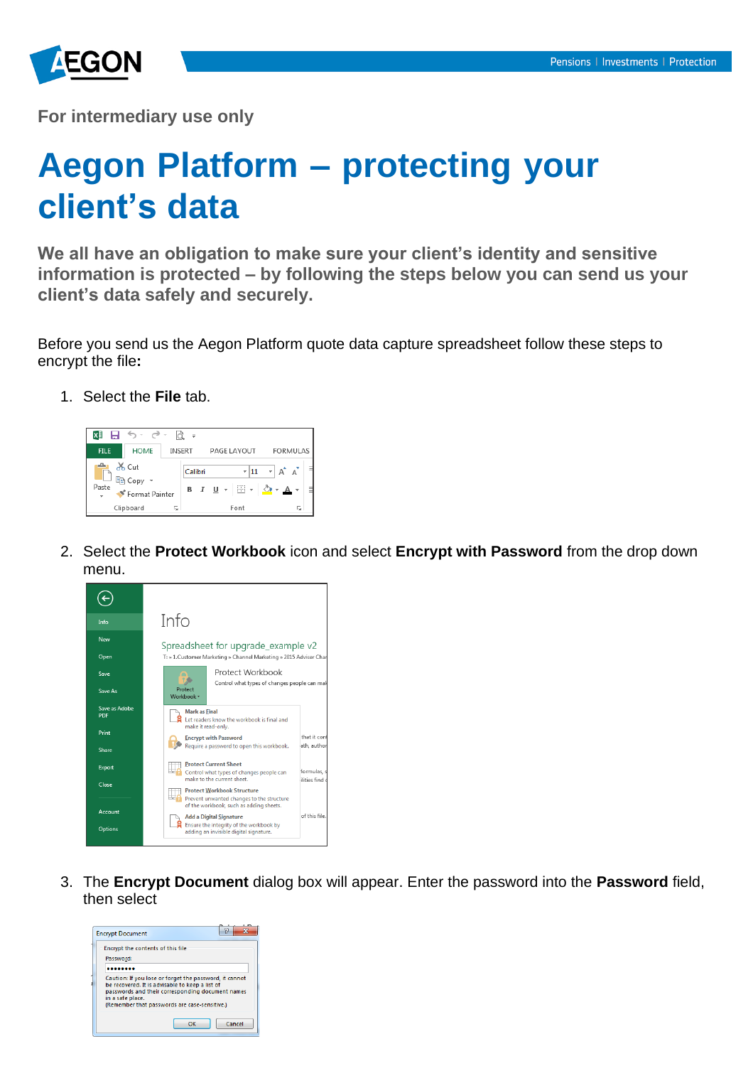For intermediary use only

# Aegon Platform – protecting your client's data

**We all have an obligation to make sure your client's identity and sensitive information is protected – by following the steps below you can send us your client's data safely and securely.**

Before you send us the Aegon Platform quote data capture spreadsheet follow these steps to encrypt the file**:**

1. Select the **File** tab.

2. Select the **Protect Workbook** icon and select **Encrypt with Password** from the drop down menu.

3. The **Encrypt Document** dialog box will appear. Enter the password into the **Password** field, then select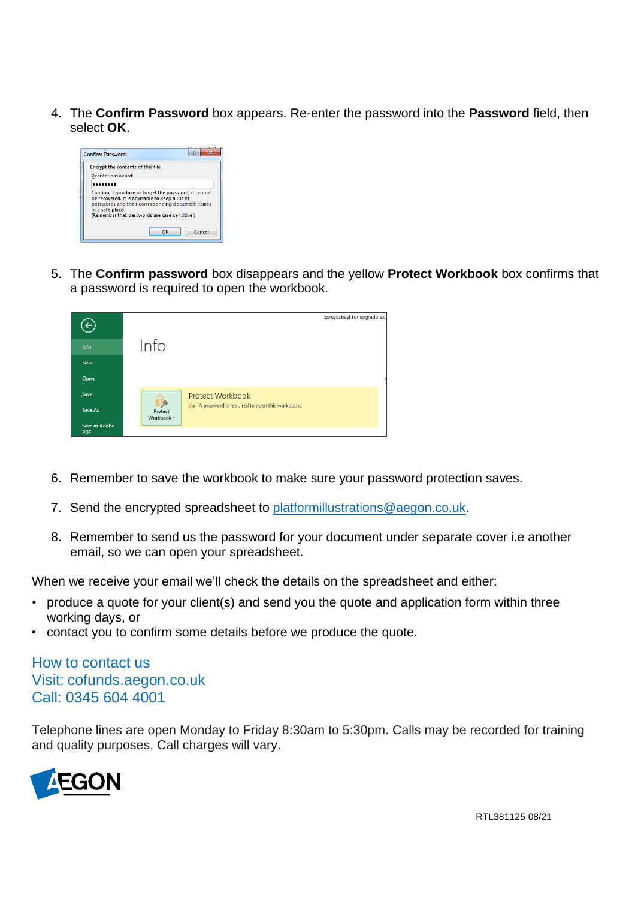4. The **Confirm Password** box appears. Re-enter the password into the **Password** field, then select **OK**.

5. The **Confirm password** box disappears and the yellow **Protect Workbook** box confirms that a password is required to open the workbook.

6. Remember to save the workbook to make sure your password protection saves.

7. Send the encrypted spreadsheet to platformillustrations@aegon.co.uk.

8. Remember to send us the password for your document under separate cover i.e another email, so we can open your spreadsheet.

When we receive your email we'll check the details on the spreadsheet and either:

- produce a quote for your client(s) and send you the quote and application form within three working days, or
- contact you to confirm some details before we produce the quote.

## How to contact us
## Visit: cofunds.aegon.co.uk
## Call: 0345 604 4001

Telephone lines are open Monday to Friday 8:30am to 5:30pm. Calls may be recorded for training and quality purposes. Call charges will vary.

AEGON

RTL381125 08/21